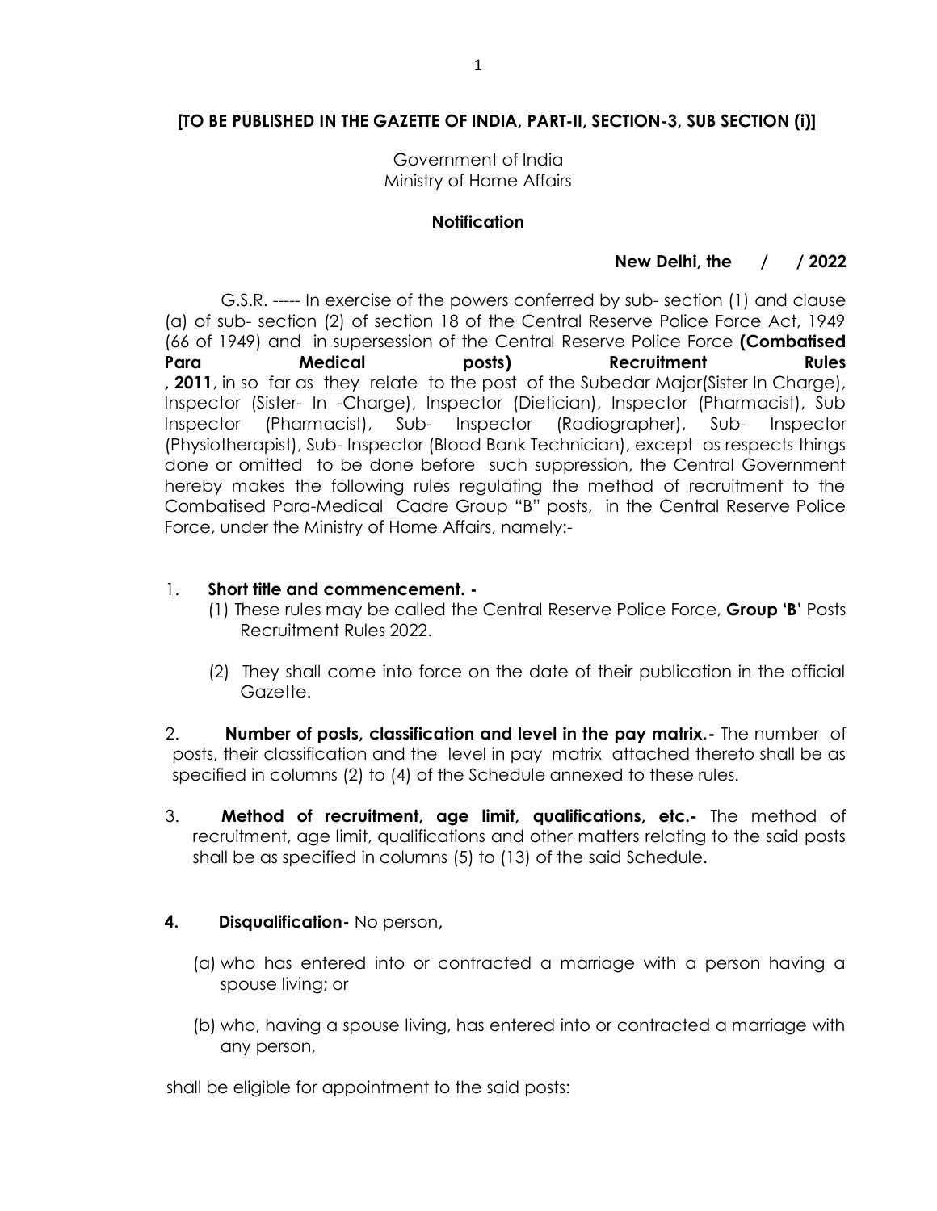**[TO BE PUBLISHED IN THE GAZETTE OF INDIA, PART-II, SECTION-3, SUB SECTION (i)]**

Government of India
Ministry of Home Affairs

**Notification**

**New Delhi, the / / 2022**

G.S.R. ----- In exercise of the powers conferred by sub- section (1) and clause (a) of sub- section (2) of section 18 of the Central Reserve Police Force Act, 1949 (66 of 1949) and in supersession of the Central Reserve Police Force **(Combatised Para Medical posts) Recruitment Rules , 2011**, in so far as they relate to the post of the Subedar Major(Sister In Charge), Inspector (Sister- In -Charge), Inspector (Dietician), Inspector (Pharmacist), Sub Inspector (Pharmacist), Sub- Inspector (Radiographer), Sub- Inspector (Physiotherapist), Sub- Inspector (Blood Bank Technician), except as respects things done or omitted to be done before such suppression, the Central Government hereby makes the following rules regulating the method of recruitment to the Combatised Para-Medical Cadre Group "B" posts, in the Central Reserve Police Force, under the Ministry of Home Affairs, namely:-

1. **Short title and commencement. -**
   (1) These rules may be called the Central Reserve Police Force, **Group 'B'** Posts Recruitment Rules 2022.

   (2) They shall come into force on the date of their publication in the official Gazette.

2. **Number of posts, classification and level in the pay matrix.-** The number of posts, their classification and the level in pay matrix attached thereto shall be as specified in columns (2) to (4) of the Schedule annexed to these rules.

3. **Method of recruitment, age limit, qualifications, etc.-** The method of recruitment, age limit, qualifications and other matters relating to the said posts shall be as specified in columns (5) to (13) of the said Schedule.

4. **Disqualification-** No person**,**

   (a) who has entered into or contracted a marriage with a person having a spouse living; or

   (b) who, having a spouse living, has entered into or contracted a marriage with any person,

shall be eligible for appointment to the said posts: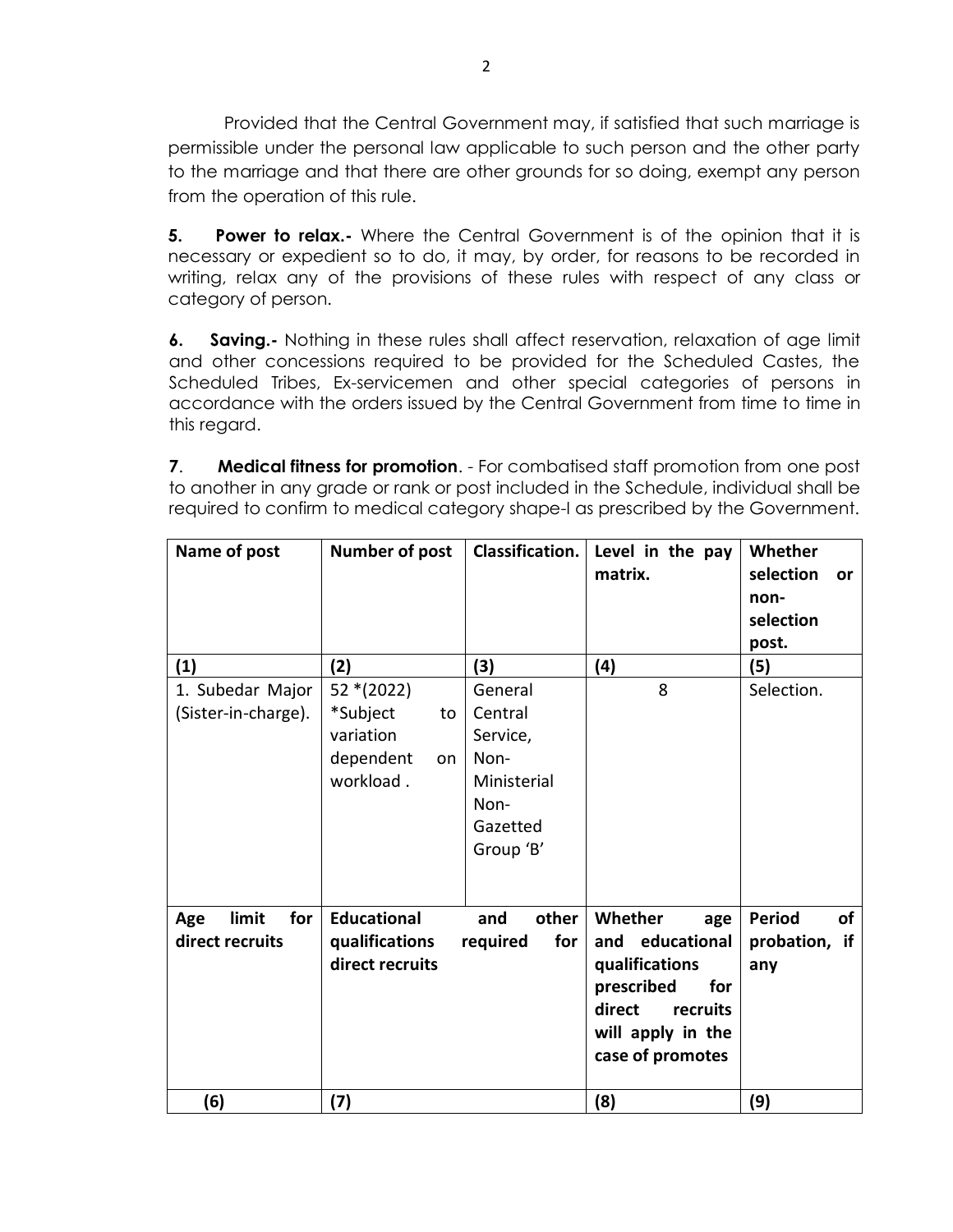Provided that the Central Government may, if satisfied that such marriage is permissible under the personal law applicable to such person and the other party to the marriage and that there are other grounds for so doing, exempt any person from the operation of this rule.

**5. Power to relax.-** Where the Central Government is of the opinion that it is necessary or expedient so to do, it may, by order, for reasons to be recorded in writing, relax any of the provisions of these rules with respect of any class or category of person.

**6. Saving.-** Nothing in these rules shall affect reservation, relaxation of age limit and other concessions required to be provided for the Scheduled Castes, the Scheduled Tribes, Ex-servicemen and other special categories of persons in accordance with the orders issued by the Central Government from time to time in this regard.

**7. Medical fitness for promotion**. - For combatised staff promotion from one post to another in any grade or rank or post included in the Schedule, individual shall be required to confirm to medical category shape-I as prescribed by the Government.

| Name of post | Number of post | Classification. | Level in the pay matrix. | Whether selection or non-selection post. |
|---|---|---|---|---|
| (1) | (2) | (3) | (4) | (5) |
| 1. Subedar Major (Sister-in-charge). | 52 *(2022) *Subject to variation dependent on workload . | General Central Service, Non-Ministerial Non-Gazetted Group 'B' | 8 | Selection. |

| Age limit for direct recruits | Educational and other qualifications required for direct recruits | Whether age and educational qualifications prescribed for direct recruits will apply in the case of promotes | Period of probation, if any |
|---|---|---|---|
| (6) | (7) | (8) | (9) |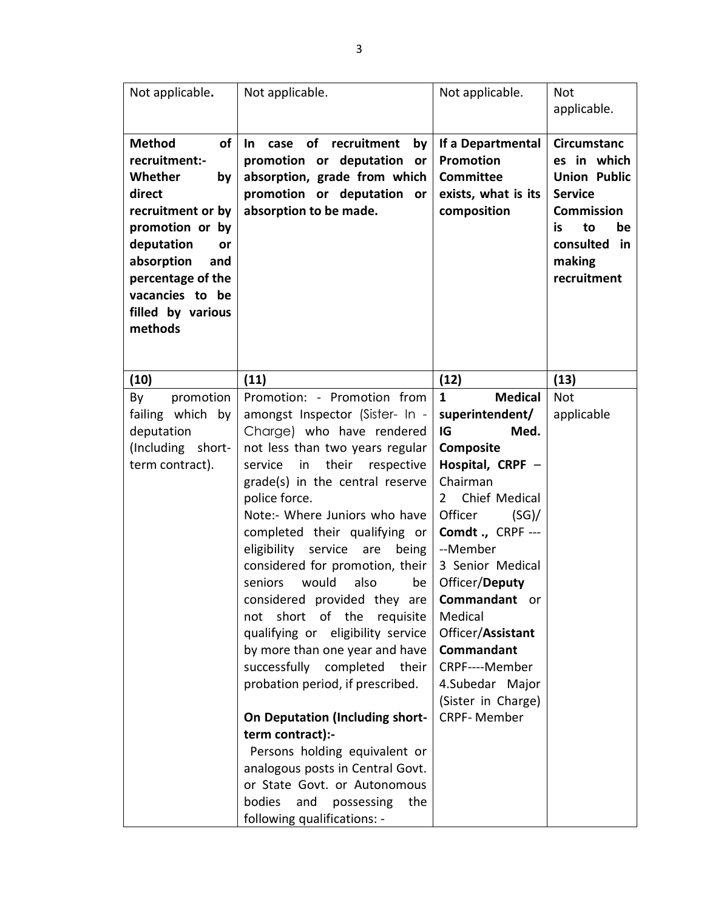| Not applicable. | Not applicable. | Not applicable. | Not applicable. |
|---|---|---|---|
| **Method of recruitment:- Whether by direct recruitment or by promotion or by deputation or absorption and percentage of the vacancies to be filled by various methods** | **In case of recruitment by promotion or deputation or absorption, grade from which promotion or deputation or absorption to be made.** | **If a Departmental Promotion Committee exists, what is its composition** | **Circumstances in which Union Public Service Commission is to be consulted in making recruitment** |
| **(10)** | **(11)** | **(12)** | **(13)** |
| By promotion failing which by deputation (Including short-term contract). | Promotion: - Promotion from amongst Inspector (Sister- In -Charge) who have rendered not less than two years regular service in their respective grade(s) in the central reserve police force.<br>Note:- Where Juniors who have completed their qualifying or eligibility service are being considered for promotion, their seniors would also be considered provided they are not short of the requisite qualifying or eligibility service by more than one year and have successfully completed their probation period, if prescribed.<br><br>**On Deputation (Including short-term contract):-**<br>Persons holding equivalent or analogous posts in Central Govt. or State Govt. or Autonomous bodies and possessing the following qualifications: - | **1 Medical superintendent/ IG Med. Composite Hospital, CRPF** – Chairman<br>2 Chief Medical Officer (SG)/ **Comdt .,** CRPF -----Member<br>3 Senior Medical Officer/**Deputy Commandant** or Medical Officer/**Assistant Commandant** CRPF----Member<br>4.Subedar Major (Sister in Charge) CRPF- Member | Not applicable |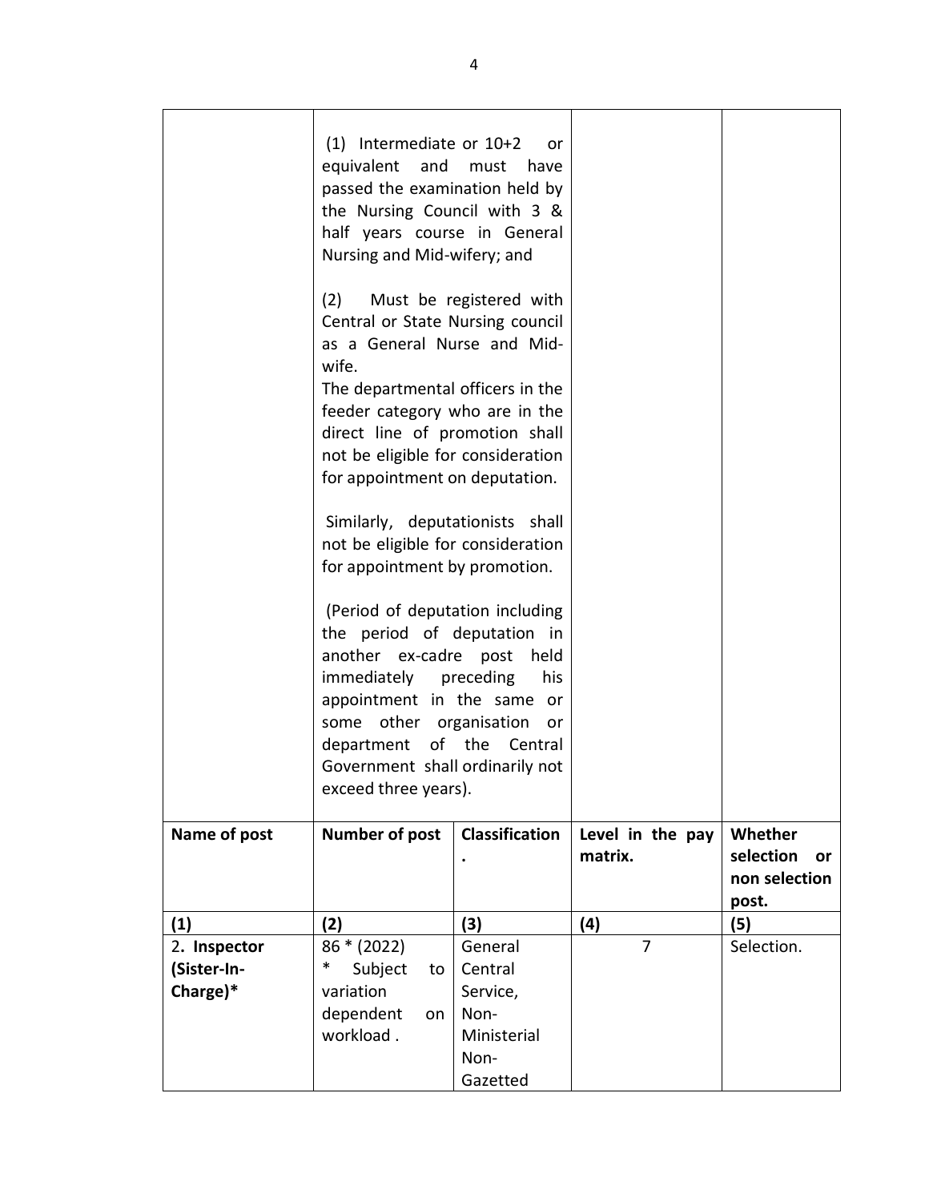| | | | | |
|---|---|---|---|---|
| | (1) Intermediate or 10+2 or equivalent and must have passed the examination held by the Nursing Council with 3 & half years course in General Nursing and Mid-wifery; and<br><br>(2) Must be registered with Central or State Nursing council as a General Nurse and Mid-wife.<br>The departmental officers in the feeder category who are in the direct line of promotion shall not be eligible for consideration for appointment on deputation.<br><br>Similarly, deputationists shall not be eligible for consideration for appointment by promotion.<br><br>(Period of deputation including the period of deputation in another ex-cadre post held immediately preceding his appointment in the same or some other organisation or department of the Central Government shall ordinarily not exceed three years). | | | |

| **Name of post** | **Number of post** | **Classification.** | **Level in the pay matrix.** | **Whether selection or non selection post.** |
|---|---|---|---|---|
| **(1)** | **(2)** | **(3)** | **(4)** | **(5)** |
| 2**. Inspector (Sister-In-Charge)*** | 86 * (2022)<br>* Subject to variation dependent on workload . | General Central Service, Non-Ministerial Non-Gazetted | 7 | Selection. |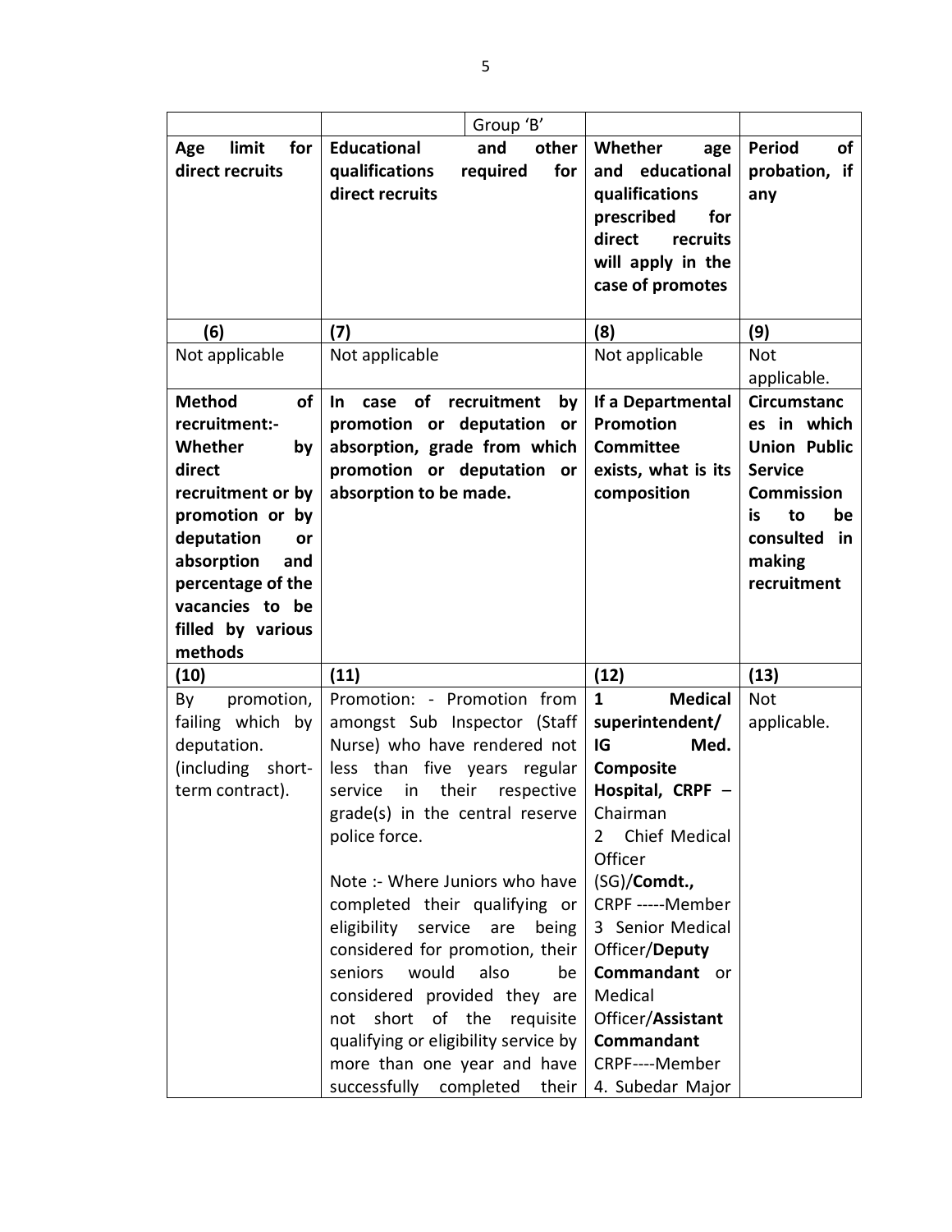| | Group 'B' | | |
|---|---|---|---|
| **Age limit for direct recruits** | **Educational and other qualifications required for direct recruits** | **Whether age and educational qualifications prescribed for direct recruits will apply in the case of promotes** | **Period of probation, if any** |
| **(6)** | **(7)** | **(8)** | **(9)** |
| Not applicable | Not applicable | Not applicable | Not applicable. |
| **Method of recruitment:- Whether by direct recruitment or by promotion or by deputation or absorption and percentage of the vacancies to be filled by various methods** | **In case of recruitment by promotion or deputation or absorption, grade from which promotion or deputation or absorption to be made.** | **If a Departmental Promotion Committee exists, what is its composition** | **Circumstances in which Union Public Service Commission is to be consulted in making recruitment** |
| **(10)** | **(11)** | **(12)** | **(13)** |
| By promotion, failing which by deputation. (including short-term contract). | Promotion: - Promotion from amongst Sub Inspector (Staff Nurse) who have rendered not less than five years regular service in their respective grade(s) in the central reserve police force.<br><br>Note :- Where Juniors who have completed their qualifying or eligibility service are being considered for promotion, their seniors would also be considered provided they are not short of the requisite qualifying or eligibility service by more than one year and have successfully completed their | 1 **Medical superintendent/ IG Med. Composite Hospital, CRPF** – Chairman<br>2 Chief Medical Officer (SG)/**Comdt.,** CRPF -----Member<br>3 Senior Medical Officer/**Deputy Commandant** or Medical Officer/**Assistant Commandant** CRPF----Member<br>4. Subedar Major | Not applicable. |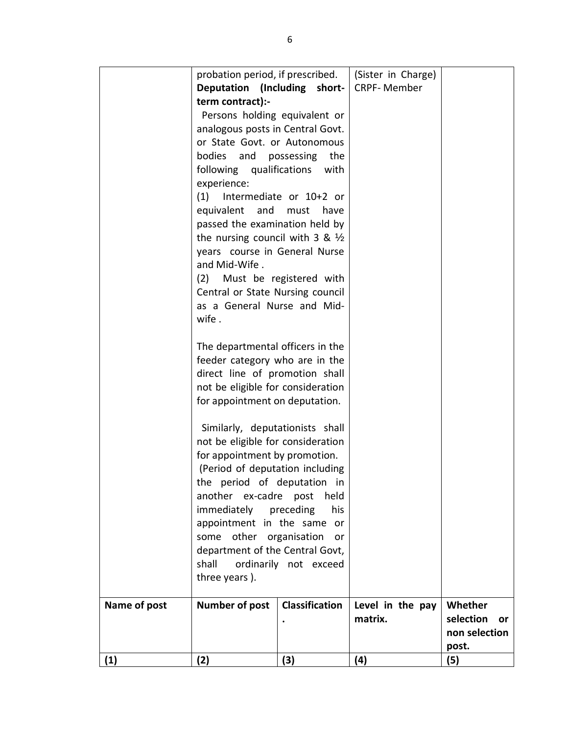|  | probation period, if prescribed.<br>**Deputation (Including short-term contract):-**<br>Persons holding equivalent or analogous posts in Central Govt. or State Govt. or Autonomous bodies and possessing the following qualifications with experience:<br>(1) Intermediate or 10+2 or equivalent and must have passed the examination held by the nursing council with 3 & ½ years course in General Nurse and Mid-Wife .<br>(2) Must be registered with Central or State Nursing council as a General Nurse and Mid-wife .<br><br>The departmental officers in the feeder category who are in the direct line of promotion shall not be eligible for consideration for appointment on deputation.<br><br>Similarly, deputationists shall not be eligible for consideration for appointment by promotion.<br>(Period of deputation including the period of deputation in another ex-cadre post held immediately preceding his appointment in the same or some other organisation or department of the Central Govt, shall ordinarily not exceed three years ). |  | (Sister in Charge)<br>CRPF- Member |  |
|---|---|---|---|---|
| **Name of post** | **Number of post** | **Classification.** | **Level in the pay matrix.** | **Whether selection or non selection post.** |
| **(1)** | **(2)** | **(3)** | **(4)** | **(5)** |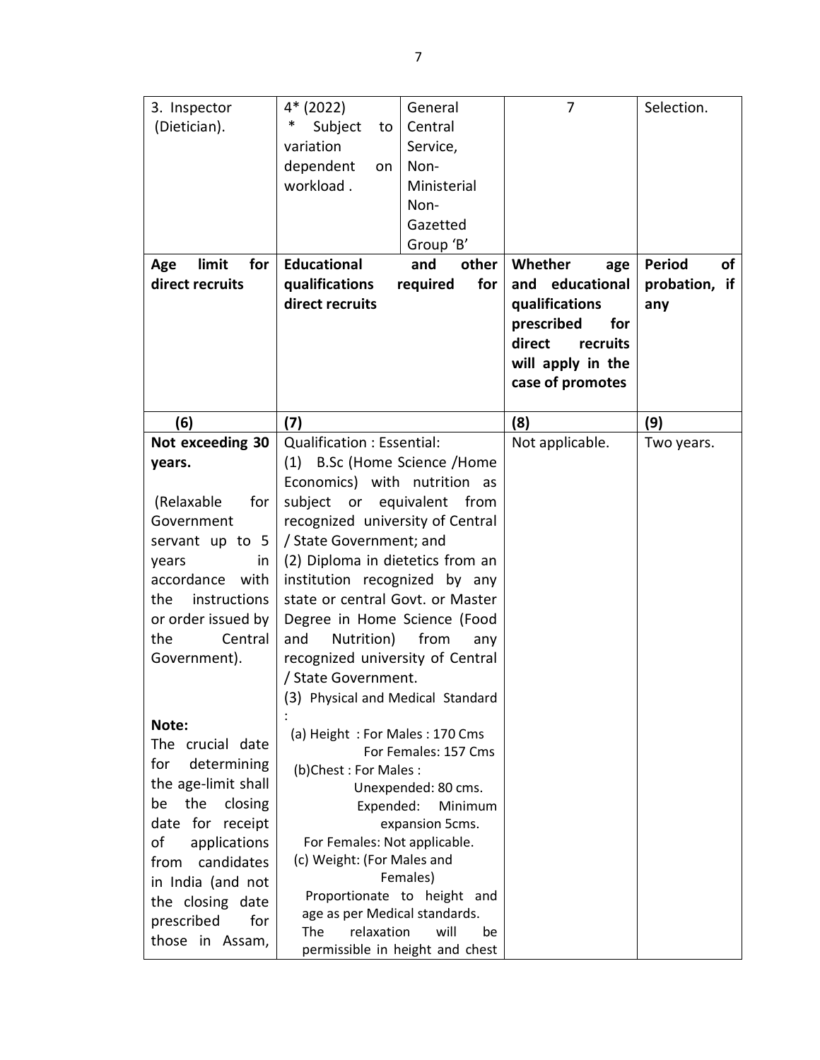| 3. Inspector (Dietician). | 4* (2022) * Subject to variation dependent on workload . | General Central Service, Non-Ministerial Non-Gazetted Group 'B' | 7 | Selection. |
|---|---|---|---|---|
| **Age limit for direct recruits** | **Educational and other qualifications required for direct recruits** | | **Whether age and educational qualifications prescribed for direct recruits will apply in the case of promotes** | **Period of probation, if any** |
| **(6)** | **(7)** | | **(8)** | **(9)** |
| **Not exceeding 30 years.**<br><br>(Relaxable for Government servant up to 5 years in accordance with the instructions or order issued by the Central Government).<br><br>**Note:**<br>The crucial date for determining the age-limit shall be the closing date for receipt of applications from candidates in India (and not the closing date prescribed for those in Assam, | Qualification : Essential:<br>(1) B.Sc (Home Science /Home Economics) with nutrition as subject or equivalent from recognized university of Central / State Government; and<br>(2) Diploma in dietetics from an institution recognized by any state or central Govt. or Master Degree in Home Science (Food and Nutrition) from any recognized university of Central / State Government.<br>(3) Physical and Medical Standard :<br>(a) Height : For Males : 170 Cms<br>For Females: 157 Cms<br>(b)Chest : For Males :<br>Unexpended: 80 cms.<br>Expended: Minimum expansion 5cms.<br>For Females: Not applicable.<br>(c) Weight: (For Males and Females)<br>Proportionate to height and age as per Medical standards.<br>The relaxation will be permissible in height and chest | | Not applicable. | Two years. |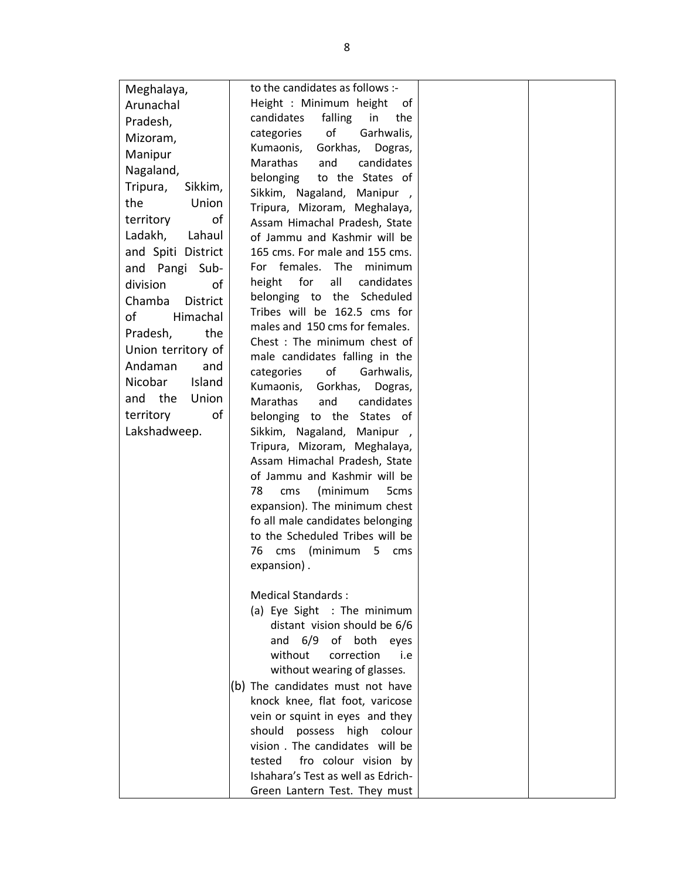| Meghalaya, Arunachal Pradesh, Mizoram, Manipur Nagaland, Tripura, Sikkim, the Union territory of Ladakh, Lahaul and Spiti District and Pangi Sub-division of Chamba District of Himachal Pradesh, the Union territory of Andaman and Nicobar Island and the Union territory of Lakshadweep. | to the candidates as follows :- Height : Minimum height of candidates falling in the categories of Garhwalis, Kumaonis, Gorkhas, Dogras, Marathas and candidates belonging to the States of Sikkim, Nagaland, Manipur , Tripura, Mizoram, Meghalaya, Assam Himachal Pradesh, State of Jammu and Kashmir will be 165 cms. For male and 155 cms. For females. The minimum height for all candidates belonging to the Scheduled Tribes will be 162.5 cms for males and 150 cms for females. Chest : The minimum chest of male candidates falling in the categories of Garhwalis, Kumaonis, Gorkhas, Dogras, Marathas and candidates belonging to the States of Sikkim, Nagaland, Manipur , Tripura, Mizoram, Meghalaya, Assam Himachal Pradesh, State of Jammu and Kashmir will be 78 cms (minimum 5cms expansion). The minimum chest fo all male candidates belonging to the Scheduled Tribes will be 76 cms (minimum 5 cms expansion) .<br><br>Medical Standards :<br>(a) Eye Sight : The minimum distant vision should be 6/6 and 6/9 of both eyes without correction i.e without wearing of glasses.<br>(b) The candidates must not have knock knee, flat foot, varicose vein or squint in eyes and they should possess high colour vision . The candidates will be tested fro colour vision by Ishahara's Test as well as Edrich-Green Lantern Test. They must | | |
|---|---|---|---|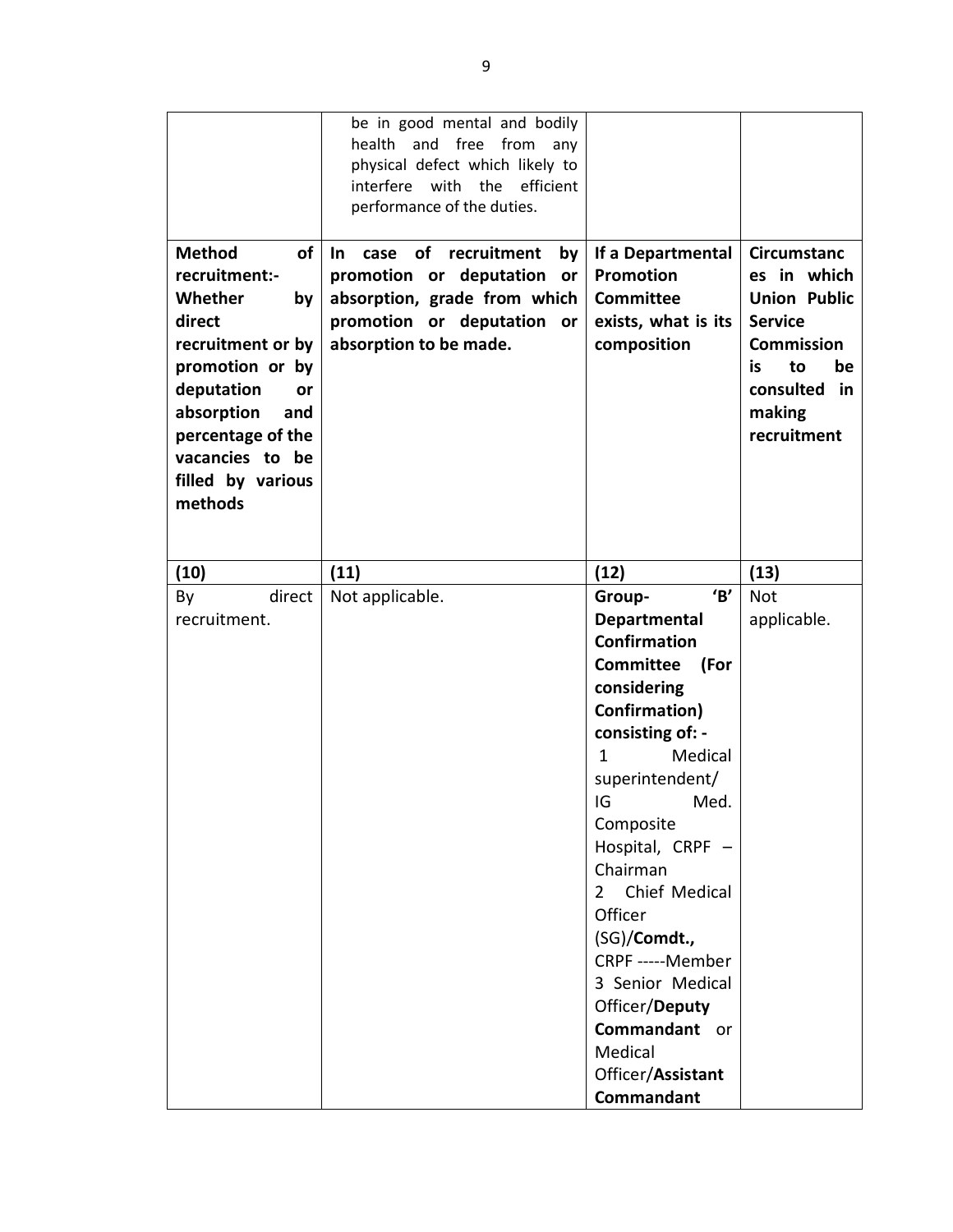| | be in good mental and bodily health and free from any physical defect which likely to interfere with the efficient performance of the duties. | | |
|---|---|---|---|
| **Method of recruitment:- Whether by direct recruitment or by promotion or by deputation or absorption and percentage of the vacancies to be filled by various methods** | **In case of recruitment by promotion or deputation or absorption, grade from which promotion or deputation or absorption to be made.** | **If a Departmental Promotion Committee exists, what is its composition** | **Circumstances in which Union Public Service Commission is to be consulted in making recruitment** |
| **(10)** | **(11)** | **(12)** | **(13)** |
| By direct recruitment. | Not applicable. | **Group- 'B' Departmental Confirmation Committee (For considering Confirmation) consisting of: -**<br>1 Medical superintendent/ IG Med. Composite Hospital, CRPF – Chairman<br>2 Chief Medical Officer (SG)/**Comdt.,** CRPF -----Member<br>3 Senior Medical Officer/**Deputy Commandant** or Medical Officer/**Assistant Commandant** | Not applicable. |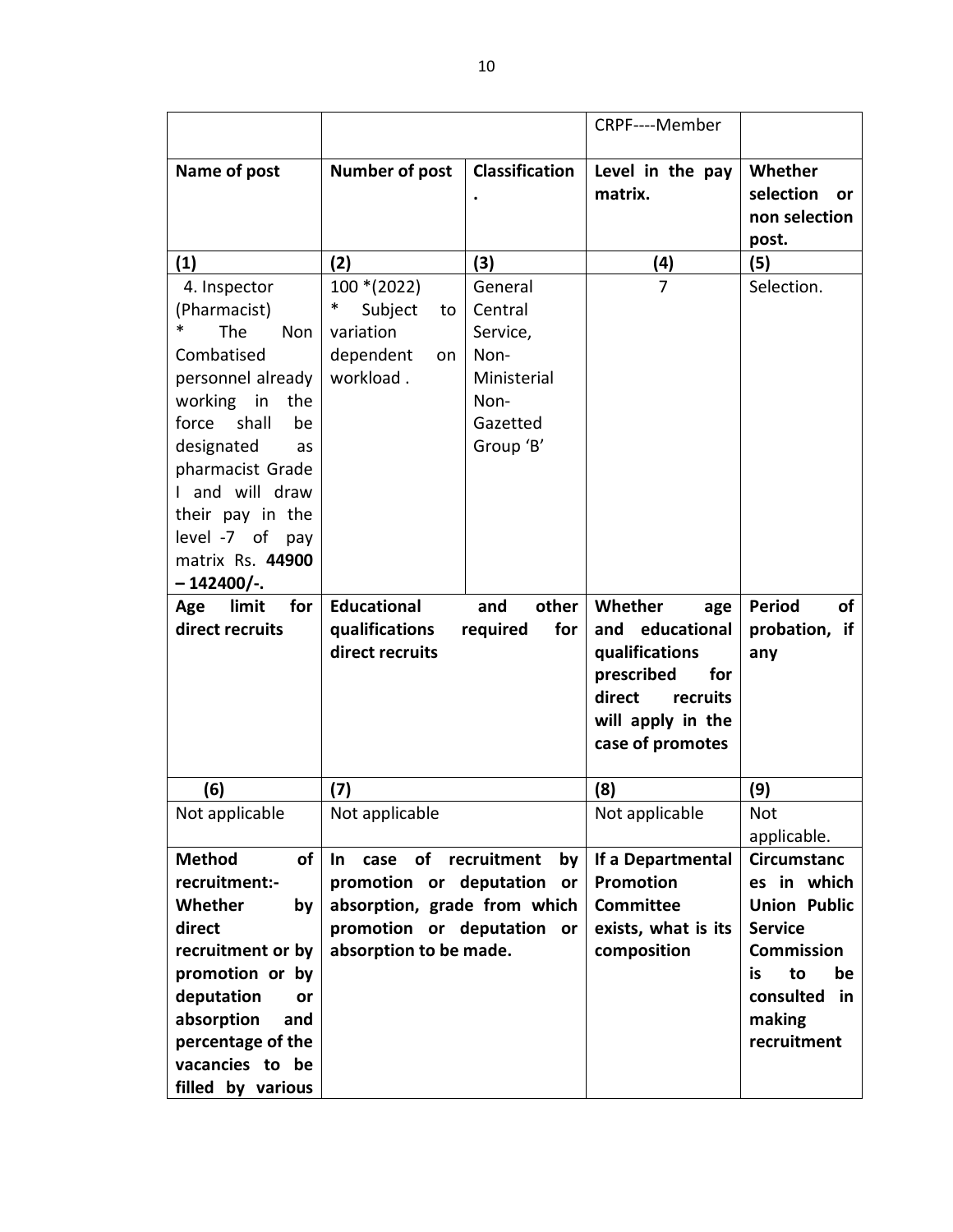| | | | CRPF----Member | |
|---|---|---|---|---|
| **Name of post** | **Number of post** | **Classification.** | **Level in the pay matrix.** | **Whether selection or non selection post.** |
| **(1)** | **(2)** | **(3)** | **(4)** | **(5)** |
| 4. Inspector (Pharmacist) * The Non Combatised personnel already working in the force shall be designated as pharmacist Grade I and will draw their pay in the level -7 of pay matrix Rs. **44900 – 142400/-.** | 100 *(2022) * Subject to variation dependent on workload . | General Central Service, Non-Ministerial Non-Gazetted Group 'B' | 7 | Selection. |
| **Age limit for direct recruits** | **Educational and other qualifications required for direct recruits** | | **Whether age and educational qualifications prescribed for direct recruits will apply in the case of promotes** | **Period of probation, if any** |
| **(6)** | **(7)** | | **(8)** | **(9)** |
| Not applicable | Not applicable | | Not applicable | Not applicable. |
| **Method of recruitment:- Whether by direct recruitment or by promotion or by deputation or absorption and percentage of the vacancies to be filled by various** | **In case of recruitment by promotion or deputation or absorption, grade from which promotion or deputation or absorption to be made.** | | **If a Departmental Promotion Committee exists, what is its composition** | **Circumstances in which Union Public Service Commission is to be consulted in making recruitment** |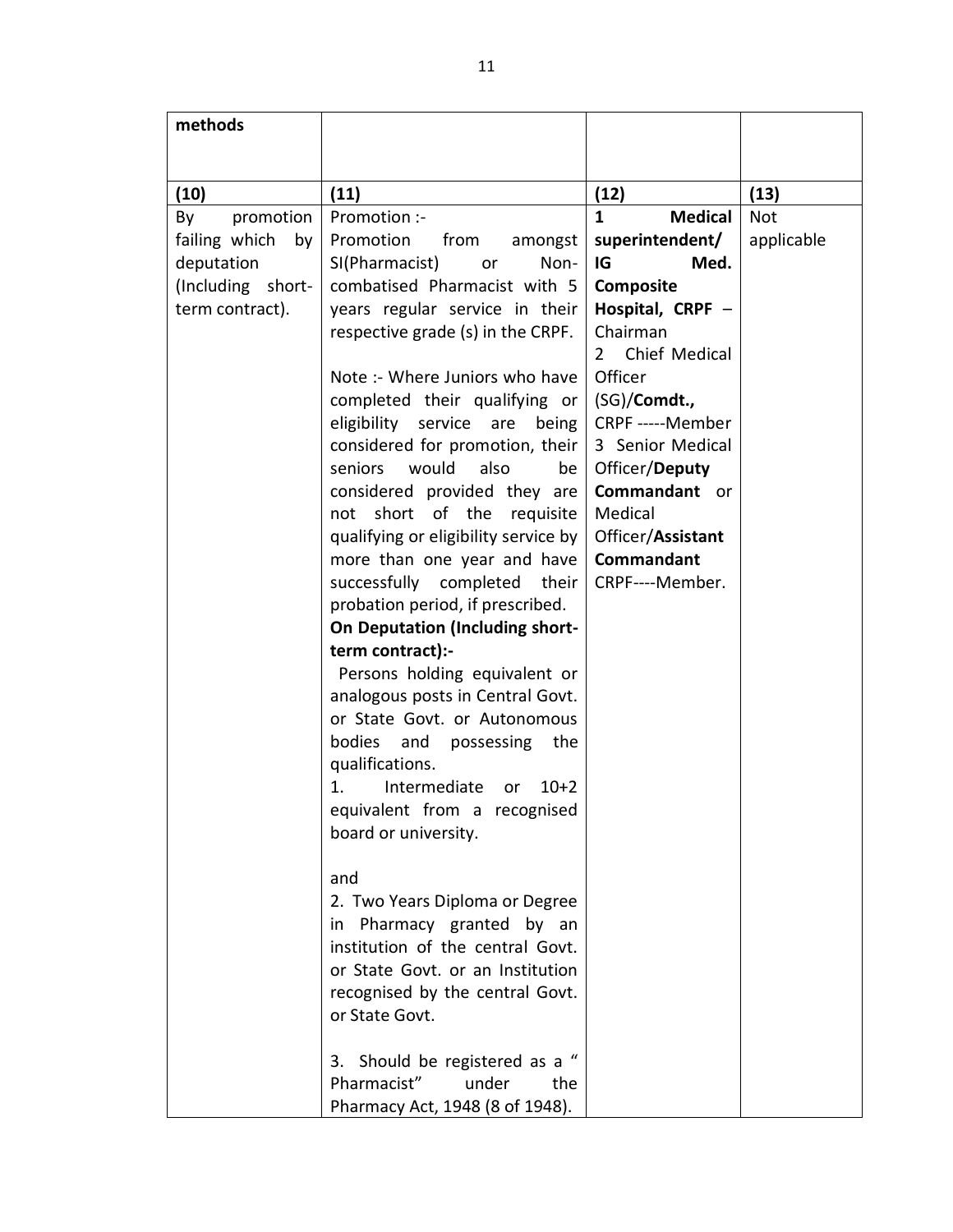| methods | | | |
|---|---|---|---|
| **(10)** | **(11)** | **(12)** | **(13)** |
| By promotion failing which by deputation (Including short-term contract). | Promotion :-<br>Promotion from amongst SI(Pharmacist) or Non-combatised Pharmacist with 5 years regular service in their respective grade (s) in the CRPF.<br><br>Note :- Where Juniors who have completed their qualifying or eligibility service are being considered for promotion, their seniors would also be considered provided they are not short of the requisite qualifying or eligibility service by more than one year and have successfully completed their probation period, if prescribed.<br>**On Deputation (Including short-term contract):-**<br>Persons holding equivalent or analogous posts in Central Govt. or State Govt. or Autonomous bodies and possessing the qualifications.<br>1. Intermediate or 10+2 equivalent from a recognised board or university.<br><br>and<br>2. Two Years Diploma or Degree in Pharmacy granted by an institution of the central Govt. or State Govt. or an Institution recognised by the central Govt. or State Govt.<br><br>3. Should be registered as a " Pharmacist" under the Pharmacy Act, 1948 (8 of 1948). | **1 Medical superintendent/ IG Med. Composite Hospital, CRPF** – Chairman<br>2 Chief Medical Officer (SG)/**Comdt.,** CRPF -----Member<br>3 Senior Medical Officer/**Deputy Commandant** or Medical Officer/**Assistant Commandant** CRPF----Member. | Not applicable |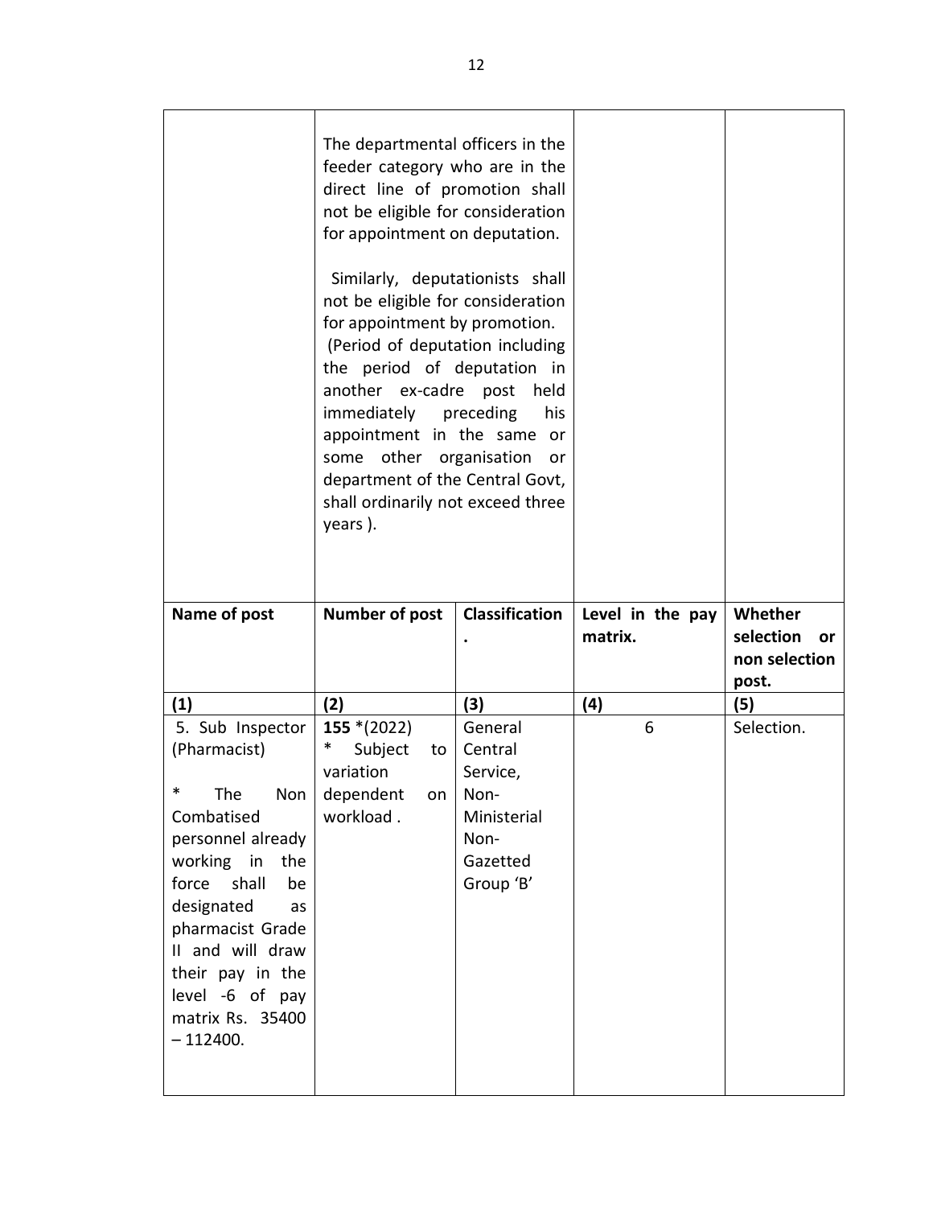| | | | | |
|---|---|---|---|---|
| | The departmental officers in the feeder category who are in the direct line of promotion shall not be eligible for consideration for appointment on deputation.<br><br>Similarly, deputationists shall not be eligible for consideration for appointment by promotion. (Period of deputation including the period of deputation in another ex-cadre post held immediately preceding his appointment in the same or some other organisation or department of the Central Govt, shall ordinarily not exceed three years ). | | | |
| **Name of post** | **Number of post** | **Classification.** | **Level in the pay matrix.** | **Whether selection or non selection post.** |
| **(1)** | **(2)** | **(3)** | **(4)** | **(5)** |
| 5. Sub Inspector (Pharmacist)<br><br>* The Non Combatised personnel already working in the force shall be designated as pharmacist Grade II and will draw their pay in the level -6 of pay matrix Rs. 35400 – 112400. | **155** *(2022)<br>* Subject to variation dependent on workload . | General Central Service, Non-Ministerial Non-Gazetted Group 'B' | 6 | Selection. |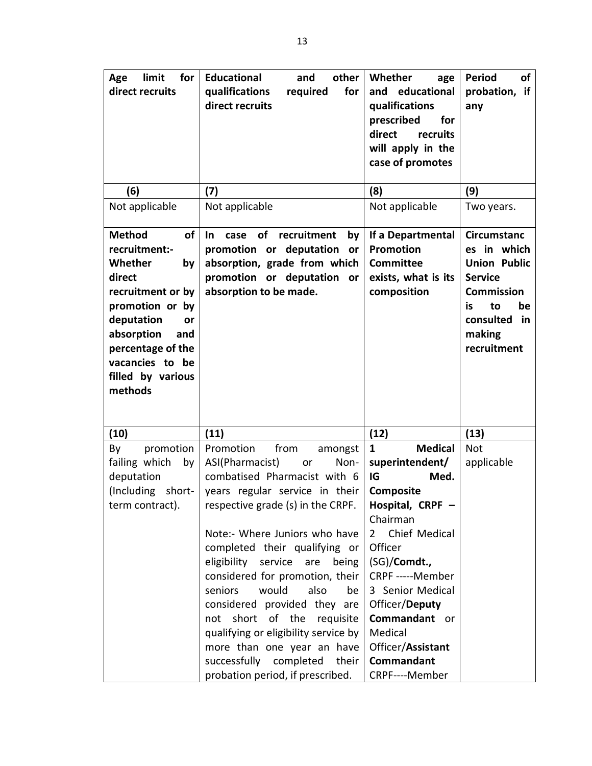| **Age limit for direct recruits** | **Educational and other qualifications required for direct recruits** | **Whether age and educational qualifications prescribed for direct recruits will apply in the case of promotes** | **Period of probation, if any** |
|---|---|---|---|
| **(6)** | **(7)** | **(8)** | **(9)** |
| Not applicable | Not applicable | Not applicable | Two years. |
| **Method of recruitment:- Whether by direct recruitment or by promotion or by deputation or absorption and percentage of the vacancies to be filled by various methods** | **In case of recruitment by promotion or deputation or absorption, grade from which promotion or deputation or absorption to be made.** | **If a Departmental Promotion Committee exists, what is its composition** | **Circumstances in which Union Public Service Commission is to be consulted in making recruitment** |
| **(10)** | **(11)** | **(12)** | **(13)** |
| By promotion failing which by deputation (Including short-term contract). | Promotion from amongst ASI(Pharmacist) or Non-combatised Pharmacist with 6 years regular service in their respective grade (s) in the CRPF.<br><br>Note:- Where Juniors who have completed their qualifying or eligibility service are being considered for promotion, their seniors would also be considered provided they are not short of the requisite qualifying or eligibility service by more than one year an have successfully completed their probation period, if prescribed. | 1 **Medical superintendent/ IG Med. Composite Hospital, CRPF –** Chairman<br>2 Chief Medical Officer (SG)/**Comdt.,** CRPF -----Member<br>3 Senior Medical Officer/**Deputy Commandant** or Medical Officer/**Assistant Commandant** CRPF----Member | Not applicable |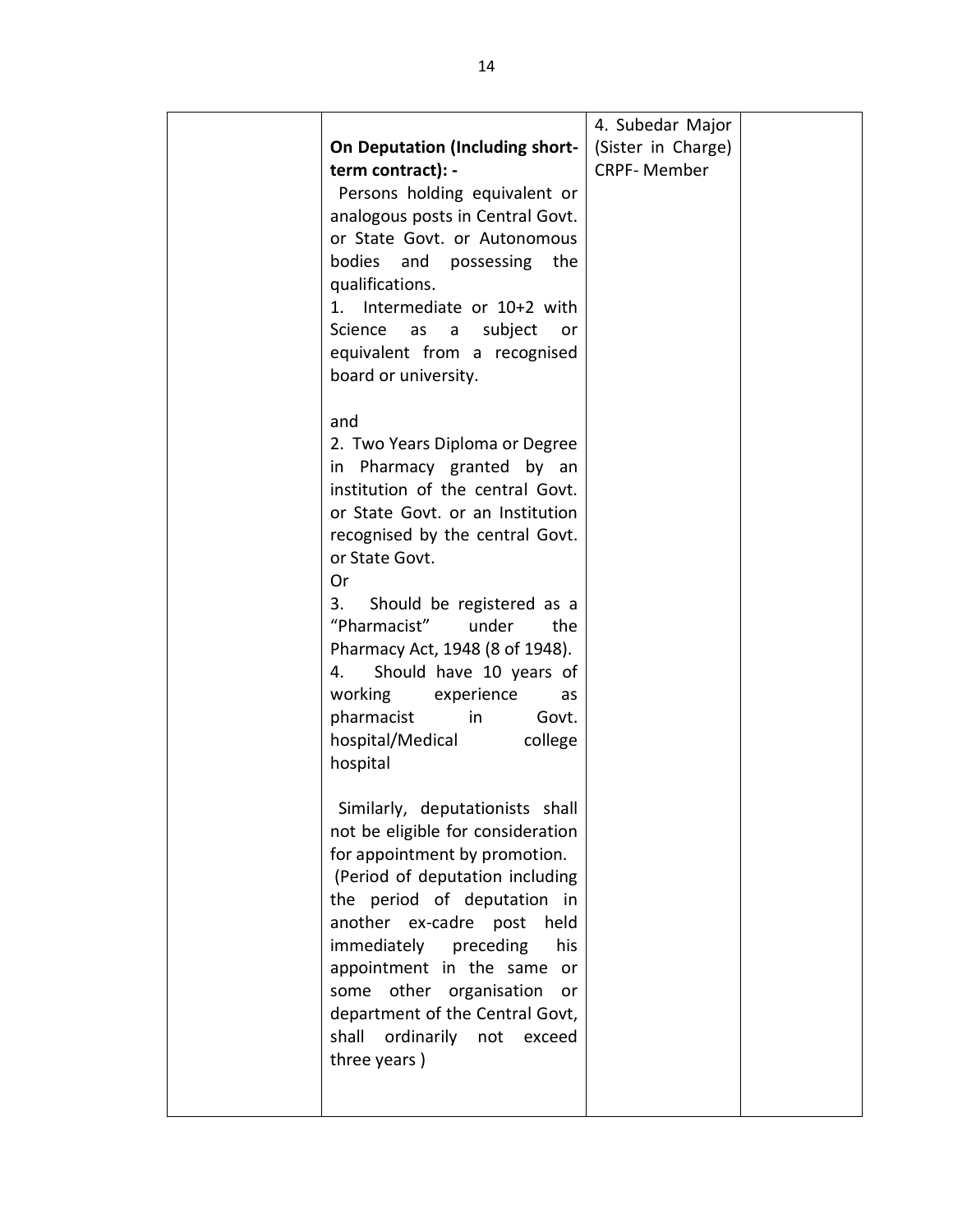|  | **On Deputation (Including short-term contract): -**<br>Persons holding equivalent or analogous posts in Central Govt. or State Govt. or Autonomous bodies and possessing the qualifications.<br>1. Intermediate or 10+2 with Science as a subject or equivalent from a recognised board or university.<br><br>and<br>2. Two Years Diploma or Degree in Pharmacy granted by an institution of the central Govt. or State Govt. or an Institution recognised by the central Govt. or State Govt.<br>Or<br>3. Should be registered as a "Pharmacist" under the Pharmacy Act, 1948 (8 of 1948).<br>4. Should have 10 years of working experience as pharmacist in Govt. hospital/Medical college hospital<br><br>Similarly, deputationists shall not be eligible for consideration for appointment by promotion.<br>(Period of deputation including the period of deputation in another ex-cadre post held immediately preceding his appointment in the same or some other organisation or department of the Central Govt, shall ordinarily not exceed three years ) | 4. Subedar Major (Sister in Charge) CRPF- Member |  |
|---|---|---|---|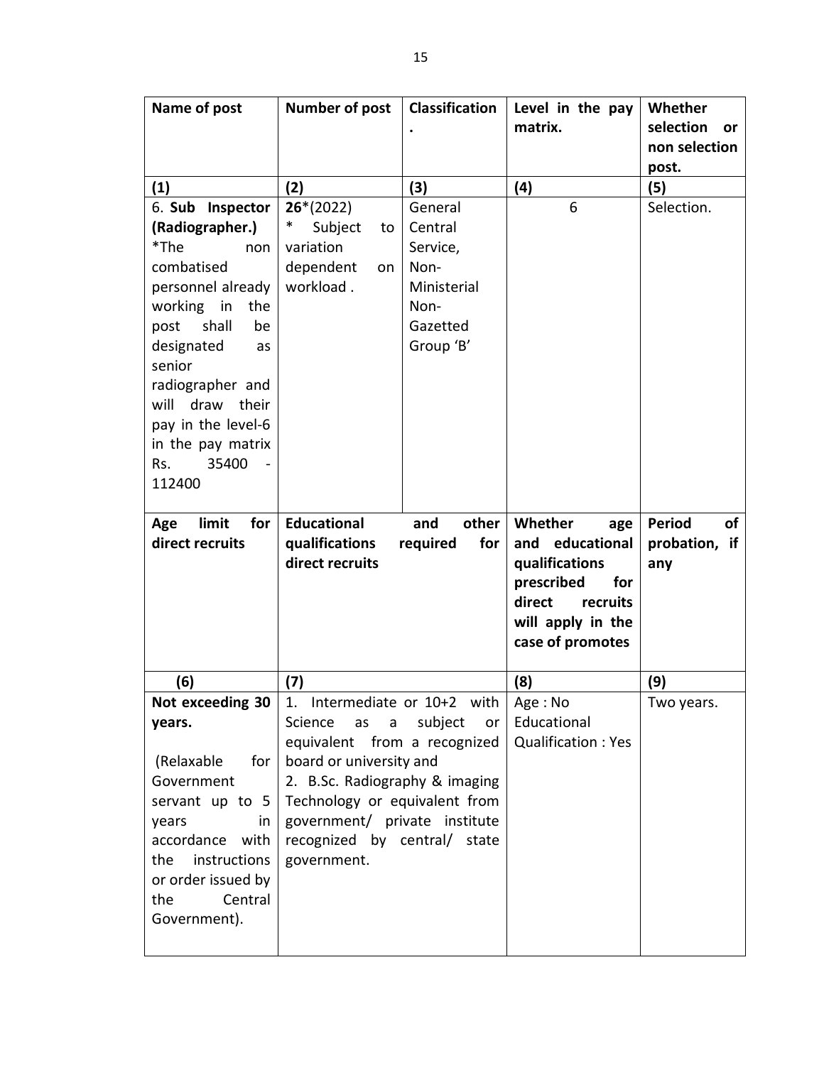| Name of post | Number of post | Classification. | Level in the pay matrix. | Whether selection or non selection post. |
|---|---|---|---|---|
| **(1)** | **(2)** | **(3)** | **(4)** | **(5)** |
| 6. **Sub Inspector (Radiographer.)** *The non combatised personnel already working in the post shall be designated as senior radiographer and will draw their pay in the level-6 in the pay matrix Rs. 35400 - 112400 | **26***(2022) * Subject to variation dependent on workload . | General Central Service, Non-Ministerial Non-Gazetted Group 'B' | 6 | Selection. |

| Age limit for direct recruits | Educational and other qualifications required for direct recruits | Whether age and educational qualifications prescribed for direct recruits will apply in the case of promotes | Period of probation, if any |
|---|---|---|---|
| **(6)** | **(7)** | **(8)** | **(9)** |
| **Not exceeding 30 years.** (Relaxable for Government servant up to 5 years in accordance with the instructions or order issued by the Central Government). | 1. Intermediate or 10+2 with Science as a subject or equivalent from a recognized board or university and 2. B.Sc. Radiography & imaging Technology or equivalent from government/ private institute recognized by central/ state government. | Age : No Educational Qualification : Yes | Two years. |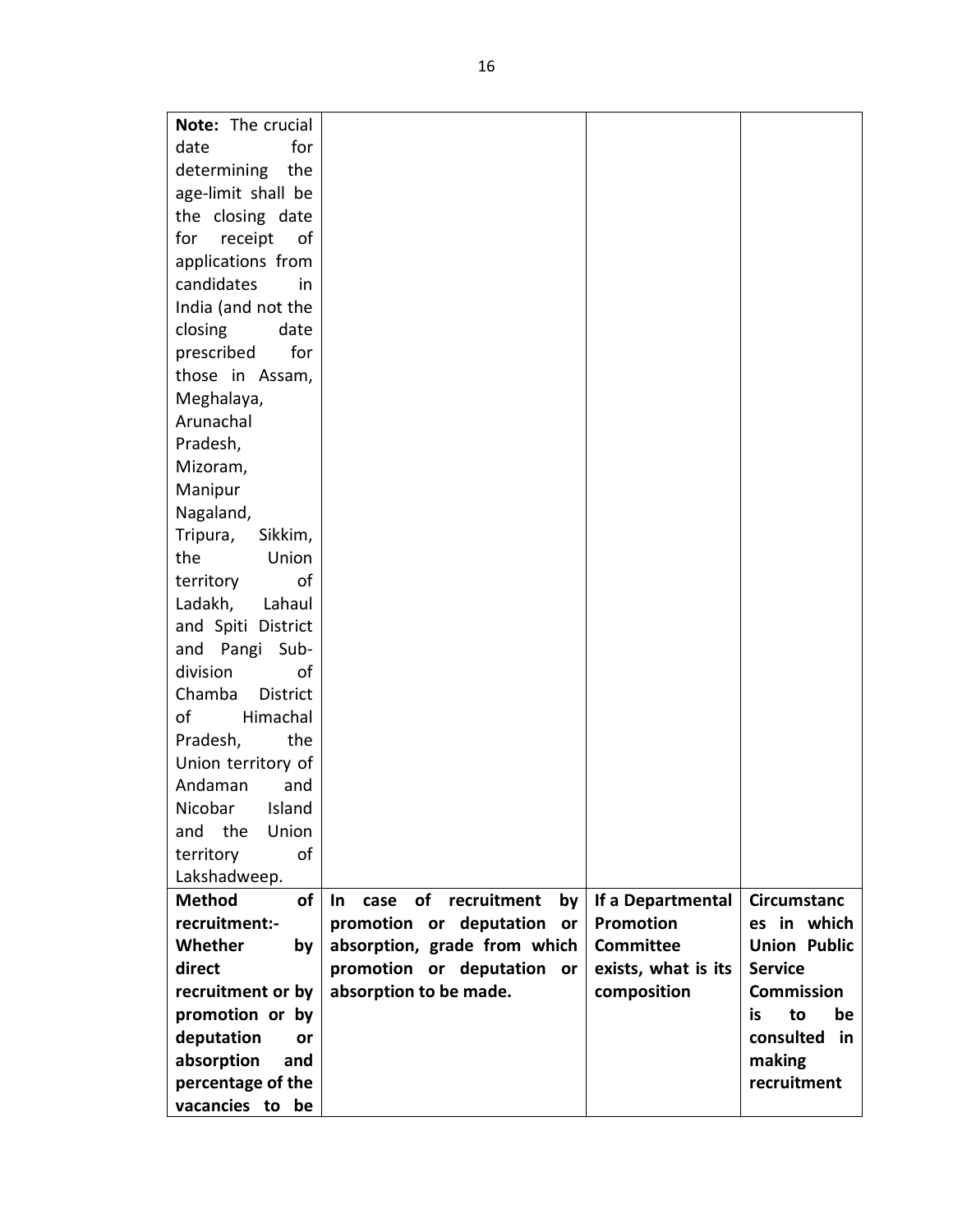| | | | |
|---|---|---|---|
| **Note:** The crucial date for determining the age-limit shall be the closing date for receipt of applications from candidates in India (and not the closing date prescribed for those in Assam, Meghalaya, Arunachal Pradesh, Mizoram, Manipur Nagaland, Tripura, Sikkim, the Union territory of Ladakh, Lahaul and Spiti District and Pangi Sub-division of Chamba District of Himachal Pradesh, the Union territory of Andaman and Nicobar Island and the Union territory of Lakshadweep. | | | |
| **Method of recruitment:- Whether by direct recruitment or by promotion or by deputation or absorption and percentage of the vacancies to be** | **In case of recruitment by promotion or deputation or absorption, grade from which promotion or deputation or absorption to be made.** | **If a Departmental Promotion Committee exists, what is its composition** | **Circumstances in which Union Public Service Commission is to be consulted in making recruitment** |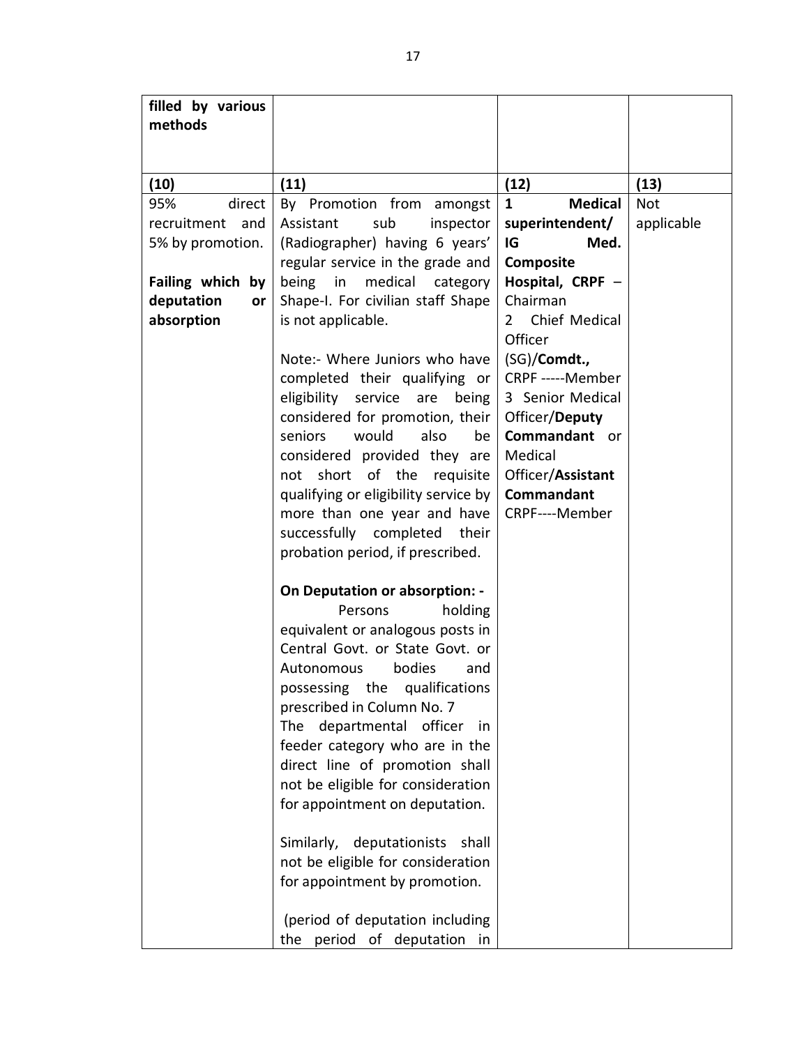| filled by various methods | | | |
|---|---|---|---|
| **(10)** | **(11)** | **(12)** | **(13)** |
| 95% direct recruitment and 5% by promotion.<br><br>**Failing which by deputation or absorption** | By Promotion from amongst Assistant sub inspector (Radiographer) having 6 years' regular service in the grade and being in medical category Shape-I. For civilian staff Shape is not applicable.<br><br>Note:- Where Juniors who have completed their qualifying or eligibility service are being considered for promotion, their seniors would also be considered provided they are not short of the requisite qualifying or eligibility service by more than one year and have successfully completed their probation period, if prescribed.<br><br>**On Deputation or absorption: -**<br>Persons holding equivalent or analogous posts in Central Govt. or State Govt. or Autonomous bodies and possessing the qualifications prescribed in Column No. 7<br>The departmental officer in feeder category who are in the direct line of promotion shall not be eligible for consideration for appointment on deputation.<br><br>Similarly, deputationists shall not be eligible for consideration for appointment by promotion.<br><br>(period of deputation including the period of deputation in | **1 Medical superintendent/ IG Med. Composite Hospital, CRPF** – Chairman<br>2 Chief Medical Officer (SG)/**Comdt.,** CRPF -----Member<br>3 Senior Medical Officer/**Deputy Commandant** or Medical Officer/**Assistant Commandant** CRPF----Member | Not applicable |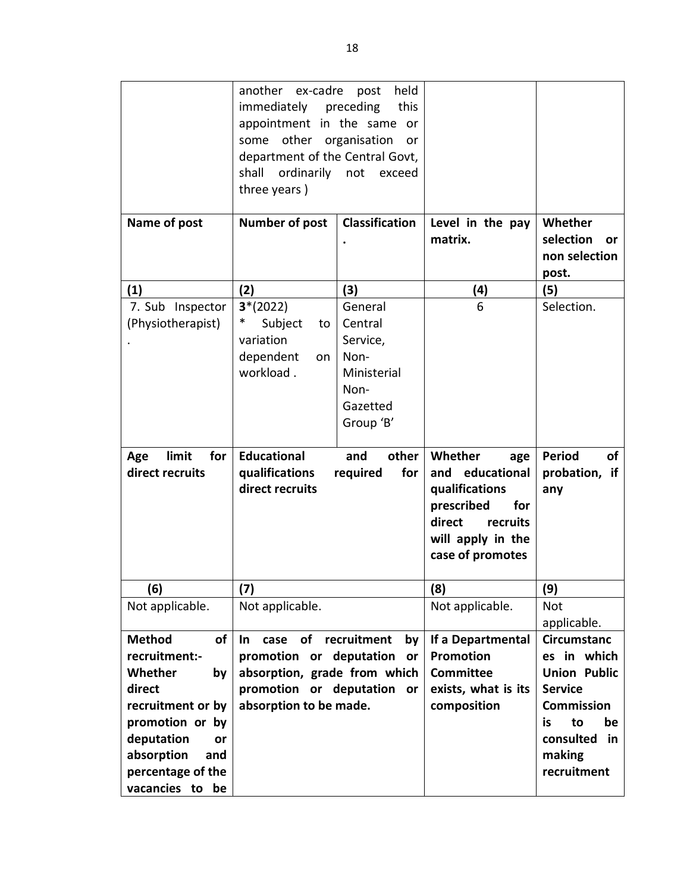| | | | | |
|---|---|---|---|---|
| | another ex-cadre post held immediately preceding this appointment in the same or some other organisation or department of the Central Govt, shall ordinarily not exceed three years ) | | | |
| **Name of post** | **Number of post** | **Classification .** | **Level in the pay matrix.** | **Whether selection or non selection post.** |
| **(1)** | **(2)** | **(3)** | **(4)** | **(5)** |
| 7. Sub Inspector (Physiotherapist) . | **3***(2022) * Subject to variation dependent on workload . | General Central Service, Non-Ministerial Non-Gazetted Group 'B' | 6 | Selection. |
| **Age limit for direct recruits** | **Educational and other qualifications required for direct recruits** | | **Whether age and educational qualifications prescribed for direct recruits will apply in the case of promotes** | **Period of probation, if any** |
| **(6)** | **(7)** | | **(8)** | **(9)** |
| Not applicable. | Not applicable. | | Not applicable. | Not applicable. |
| **Method of recruitment:- Whether by direct recruitment or by promotion or by deputation or absorption and percentage of the vacancies to be** | **In case of recruitment by promotion or deputation or absorption, grade from which promotion or deputation or absorption to be made.** | | **If a Departmental Promotion Committee exists, what is its composition** | **Circumstances in which Union Public Service Commission is to be consulted in making recruitment** |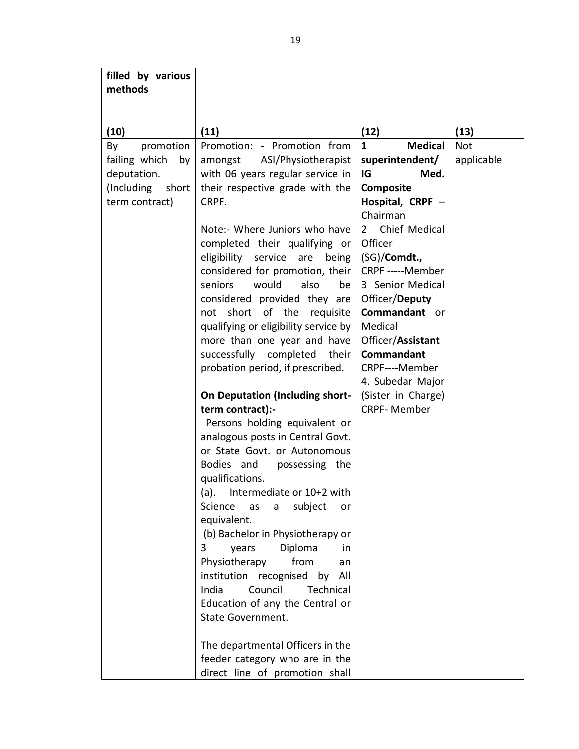| **filled by various methods** | | | |
|---|---|---|---|
| **(10)** | **(11)** | **(12)** | **(13)** |
| By promotion failing which by deputation. (Including short term contract) | Promotion: - Promotion from amongst ASI/Physiotherapist with 06 years regular service in their respective grade with the CRPF.<br><br>Note:- Where Juniors who have completed their qualifying or eligibility service are being considered for promotion, their seniors would also be considered provided they are not short of the requisite qualifying or eligibility service by more than one year and have successfully completed their probation period, if prescribed.<br><br>**On Deputation (Including short-term contract):-**<br>Persons holding equivalent or analogous posts in Central Govt. or State Govt. or Autonomous Bodies and possessing the qualifications.<br>(a). Intermediate or 10+2 with Science as a subject or equivalent.<br>(b) Bachelor in Physiotherapy or 3 years Diploma in Physiotherapy from an institution recognised by All India Council Technical Education of any the Central or State Government.<br><br>The departmental Officers in the feeder category who are in the direct line of promotion shall | **1 Medical superintendent/ IG Med. Composite Hospital, CRPF** – Chairman<br>2 Chief Medical Officer (SG)/**Comdt.,** CRPF -----Member<br>3 Senior Medical Officer/**Deputy Commandant** or Medical Officer/**Assistant Commandant** CRPF----Member<br>4. Subedar Major (Sister in Charge) CRPF- Member | Not applicable |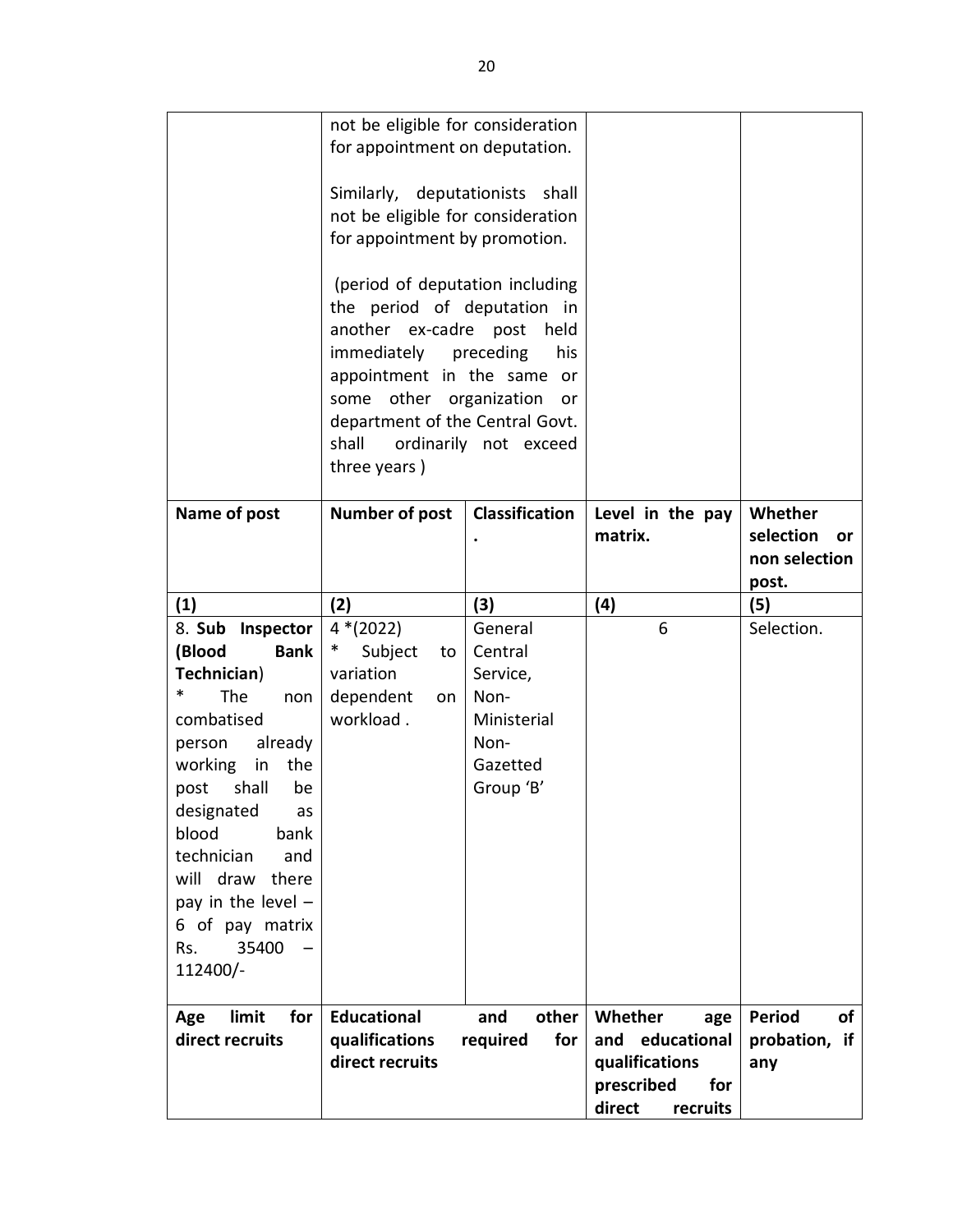| | not be eligible for consideration for appointment on deputation.<br><br>Similarly, deputationists shall not be eligible for consideration for appointment by promotion.<br><br>(period of deputation including the period of deputation in another ex-cadre post held immediately preceding his appointment in the same or some other organization or department of the Central Govt. shall ordinarily not exceed three years ) | | | |
|---|---|---|---|---|
| **Name of post** | **Number of post** | **Classification.** | **Level in the pay matrix.** | **Whether selection or non selection post.** |
| **(1)** | **(2)** | **(3)** | **(4)** | **(5)** |
| 8. **Sub Inspector (Blood Bank Technician**)<br>* The non combatised person already working in the post shall be designated as blood bank technician and will draw there pay in the level – 6 of pay matrix Rs. 35400 – 112400/- | 4 *(2022)<br>* Subject to variation dependent on workload . | General Central Service, Non-Ministerial Non-Gazetted Group 'B' | 6 | Selection. |
| **Age limit for direct recruits** | **Educational and other qualifications required for direct recruits** | | **Whether age and educational qualifications prescribed for direct recruits** | **Period of probation, if any** |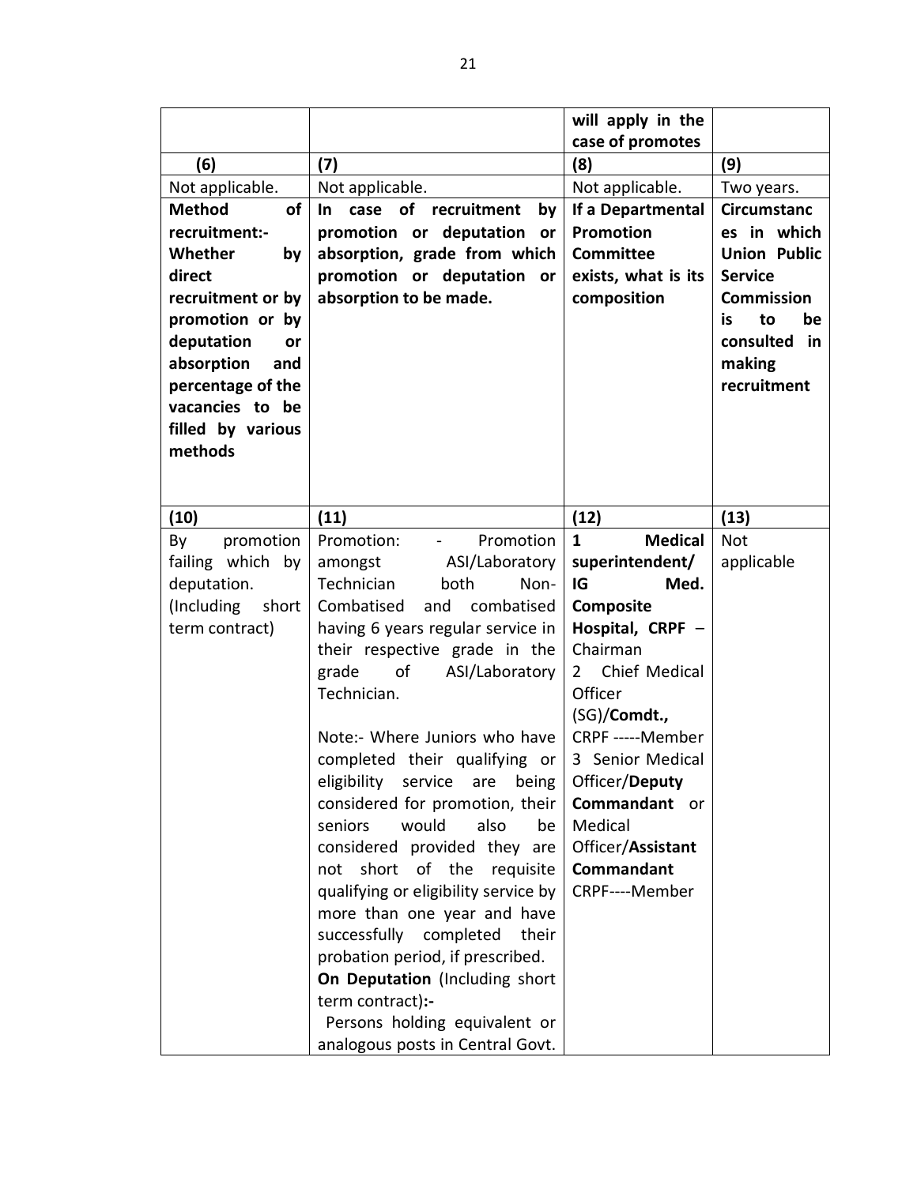| | | will apply in the case of promotes | |
|---|---|---|---|
| **(6)** | **(7)** | **(8)** | **(9)** |
| Not applicable. | Not applicable. | Not applicable. | Two years. |
| **Method of recruitment:- Whether by direct recruitment or by promotion or by deputation or absorption and percentage of the vacancies to be filled by various methods** | **In case of recruitment by promotion or deputation or absorption, grade from which promotion or deputation or absorption to be made.** | **If a Departmental Promotion Committee exists, what is its composition** | **Circumstances in which Union Public Service Commission is to be consulted in making recruitment** |
| **(10)** | **(11)** | **(12)** | **(13)** |
| By promotion failing which by deputation. (Including short term contract) | Promotion: - Promotion amongst ASI/Laboratory Technician both Non-Combatised and combatised having 6 years regular service in their respective grade in the grade of ASI/Laboratory Technician.<br><br>Note:- Where Juniors who have completed their qualifying or eligibility service are being considered for promotion, their seniors would also be considered provided they are not short of the requisite qualifying or eligibility service by more than one year and have successfully completed their probation period, if prescribed.<br>**On Deputation** (Including short term contract)**:-**<br>Persons holding equivalent or analogous posts in Central Govt. | **1 Medical superintendent/ IG Med. Composite Hospital, CRPF** – Chairman<br>2 Chief Medical Officer (SG)/**Comdt.,** CRPF -----Member<br>3 Senior Medical Officer/**Deputy Commandant** or Medical Officer/**Assistant Commandant** CRPF----Member | Not applicable |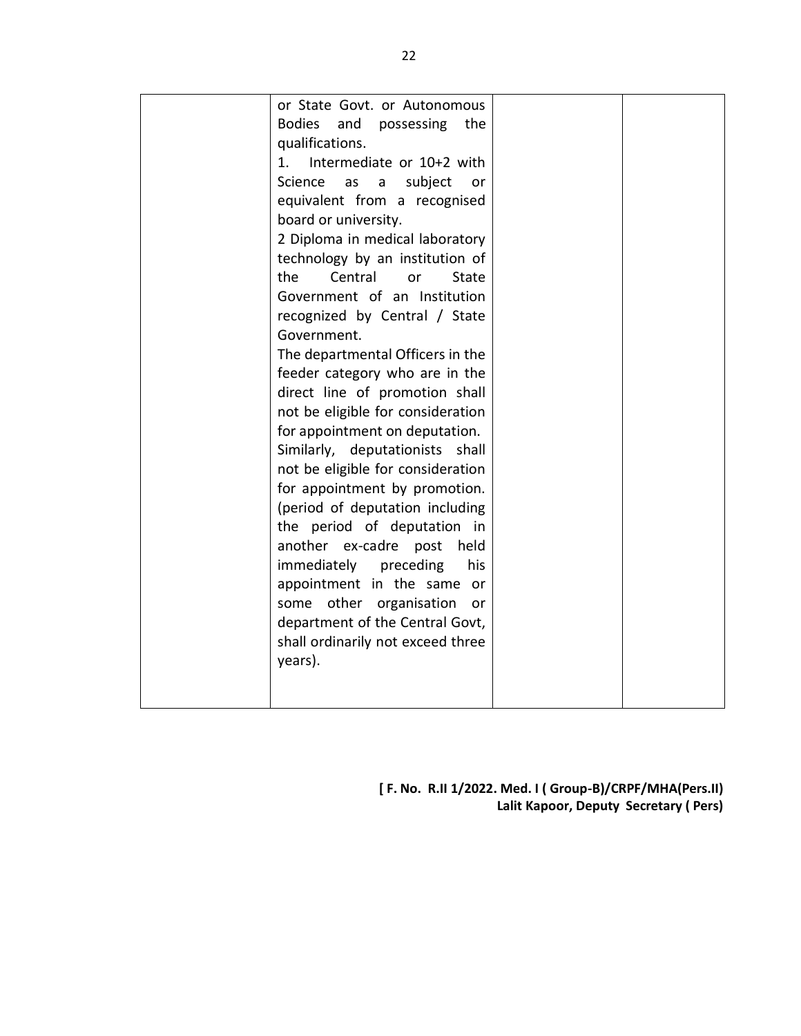| | | | |
|---|---|---|---|
| | or State Govt. or Autonomous Bodies and possessing the qualifications.<br>1. Intermediate or 10+2 with Science as a subject or equivalent from a recognised board or university.<br>2 Diploma in medical laboratory technology by an institution of the Central or State Government of an Institution recognized by Central / State Government.<br>The departmental Officers in the feeder category who are in the direct line of promotion shall not be eligible for consideration for appointment on deputation. Similarly, deputationists shall not be eligible for consideration for appointment by promotion. (period of deputation including the period of deputation in another ex-cadre post held immediately preceding his appointment in the same or some other organisation or department of the Central Govt, shall ordinarily not exceed three years). | | |

**[ F. No. R.II 1/2022. Med. I ( Group-B)/CRPF/MHA(Pers.II)**
**Lalit Kapoor, Deputy Secretary ( Pers)**